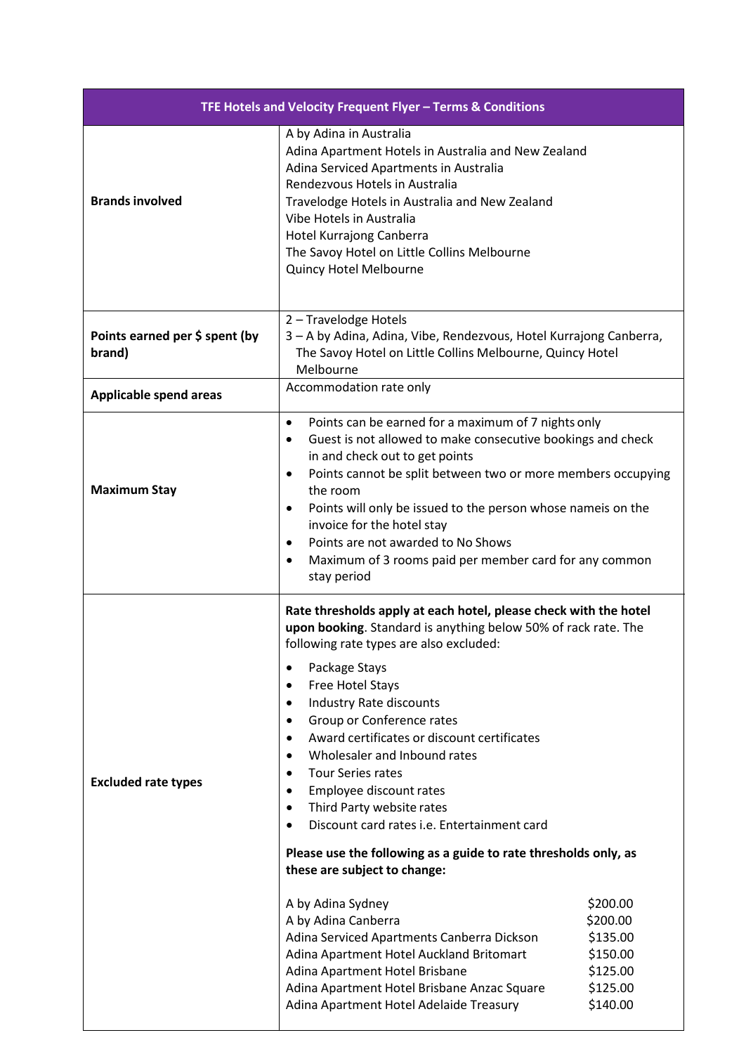| TFE Hotels and Velocity Frequent Flyer – Terms & Conditions | |
|---|---|
| **Brands involved** | A by Adina in Australia<br>Adina Apartment Hotels in Australia and New Zealand<br>Adina Serviced Apartments in Australia<br>Rendezvous Hotels in Australia<br>Travelodge Hotels in Australia and New Zealand<br>Vibe Hotels in Australia<br>Hotel Kurrajong Canberra<br>The Savoy Hotel on Little Collins Melbourne<br>Quincy Hotel Melbourne |
| **Points earned per $ spent (by brand)** | 2 – Travelodge Hotels<br>3 – A by Adina, Adina, Vibe, Rendezvous, Hotel Kurrajong Canberra, The Savoy Hotel on Little Collins Melbourne, Quincy Hotel Melbourne |
| **Applicable spend areas** | Accommodation rate only |
| **Maximum Stay** | • Points can be earned for a maximum of 7 nights only<br>• Guest is not allowed to make consecutive bookings and check in and check out to get points<br>• Points cannot be split between two or more members occupying the room<br>• Points will only be issued to the person whose nameis on the invoice for the hotel stay<br>• Points are not awarded to No Shows<br>• Maximum of 3 rooms paid per member card for any common stay period |
| **Excluded rate types** | **Rate thresholds apply at each hotel, please check with the hotel upon booking**. Standard is anything below 50% of rack rate. The following rate types are also excluded:<br>• Package Stays<br>• Free Hotel Stays<br>• Industry Rate discounts<br>• Group or Conference rates<br>• Award certificates or discount certificates<br>• Wholesaler and Inbound rates<br>• Tour Series rates<br>• Employee discount rates<br>• Third Party website rates<br>• Discount card rates i.e. Entertainment card<br>**Please use the following as a guide to rate thresholds only, as these are subject to change:**<br>A by Adina Sydney $200.00<br>A by Adina Canberra $200.00<br>Adina Serviced Apartments Canberra Dickson $135.00<br>Adina Apartment Hotel Auckland Britomart $150.00<br>Adina Apartment Hotel Brisbane $125.00<br>Adina Apartment Hotel Brisbane Anzac Square $125.00<br>Adina Apartment Hotel Adelaide Treasury $140.00 |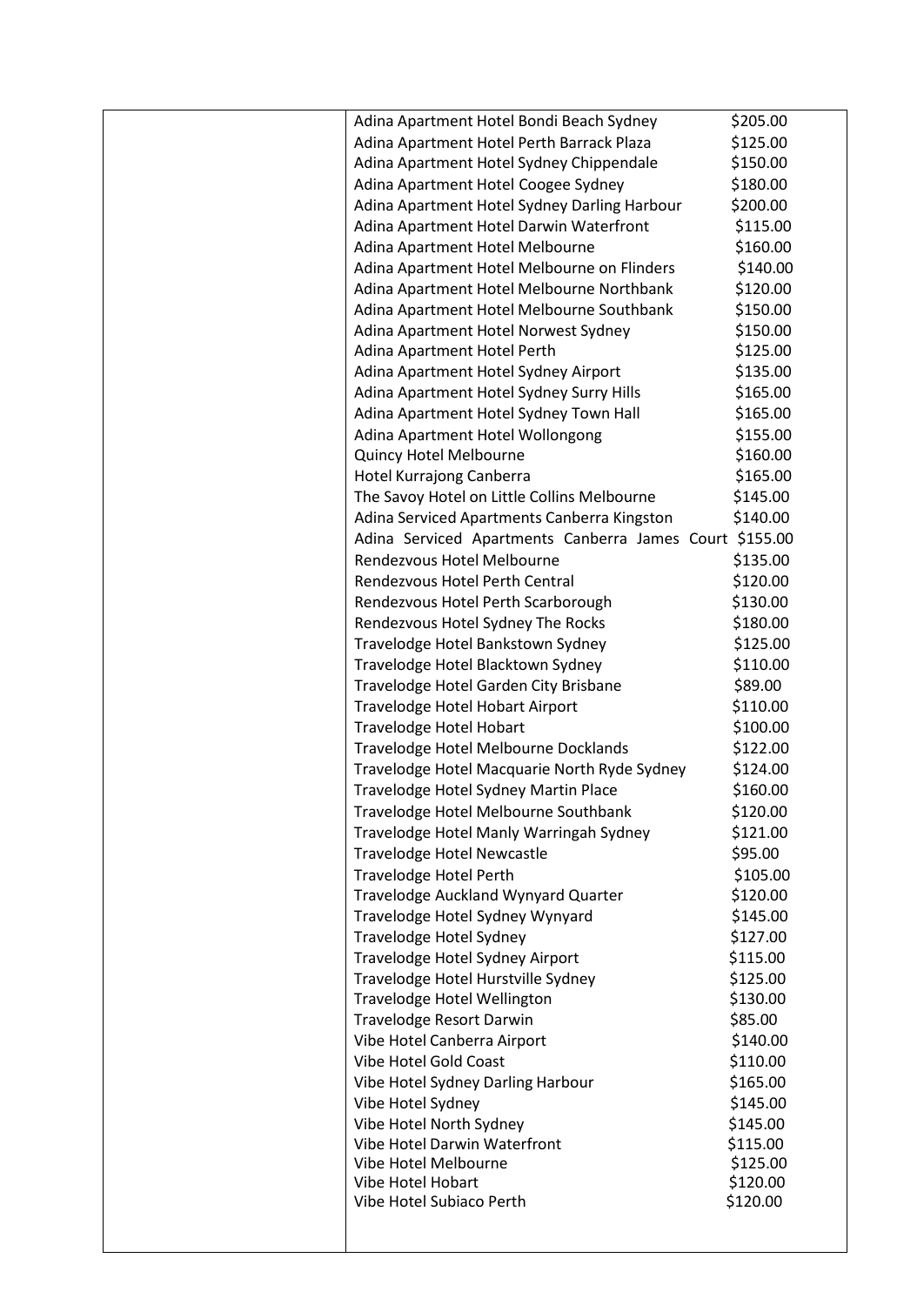| | | |
|---|---|---|
| | Adina Apartment Hotel Bondi Beach Sydney | $205.00 |
| | Adina Apartment Hotel Perth Barrack Plaza | $125.00 |
| | Adina Apartment Hotel Sydney Chippendale | $150.00 |
| | Adina Apartment Hotel Coogee Sydney | $180.00 |
| | Adina Apartment Hotel Sydney Darling Harbour | $200.00 |
| | Adina Apartment Hotel Darwin Waterfront | $115.00 |
| | Adina Apartment Hotel Melbourne | $160.00 |
| | Adina Apartment Hotel Melbourne on Flinders | $140.00 |
| | Adina Apartment Hotel Melbourne Northbank | $120.00 |
| | Adina Apartment Hotel Melbourne Southbank | $150.00 |
| | Adina Apartment Hotel Norwest Sydney | $150.00 |
| | Adina Apartment Hotel Perth | $125.00 |
| | Adina Apartment Hotel Sydney Airport | $135.00 |
| | Adina Apartment Hotel Sydney Surry Hills | $165.00 |
| | Adina Apartment Hotel Sydney Town Hall | $165.00 |
| | Adina Apartment Hotel Wollongong | $155.00 |
| | Quincy Hotel Melbourne | $160.00 |
| | Hotel Kurrajong Canberra | $165.00 |
| | The Savoy Hotel on Little Collins Melbourne | $145.00 |
| | Adina Serviced Apartments Canberra Kingston | $140.00 |
| | Adina Serviced Apartments Canberra James Court | $155.00 |
| | Rendezvous Hotel Melbourne | $135.00 |
| | Rendezvous Hotel Perth Central | $120.00 |
| | Rendezvous Hotel Perth Scarborough | $130.00 |
| | Rendezvous Hotel Sydney The Rocks | $180.00 |
| | Travelodge Hotel Bankstown Sydney | $125.00 |
| | Travelodge Hotel Blacktown Sydney | $110.00 |
| | Travelodge Hotel Garden City Brisbane | $89.00 |
| | Travelodge Hotel Hobart Airport | $110.00 |
| | Travelodge Hotel Hobart | $100.00 |
| | Travelodge Hotel Melbourne Docklands | $122.00 |
| | Travelodge Hotel Macquarie North Ryde Sydney | $124.00 |
| | Travelodge Hotel Sydney Martin Place | $160.00 |
| | Travelodge Hotel Melbourne Southbank | $120.00 |
| | Travelodge Hotel Manly Warringah Sydney | $121.00 |
| | Travelodge Hotel Newcastle | $95.00 |
| | Travelodge Hotel Perth | $105.00 |
| | Travelodge Auckland Wynyard Quarter | $120.00 |
| | Travelodge Hotel Sydney Wynyard | $145.00 |
| | Travelodge Hotel Sydney | $127.00 |
| | Travelodge Hotel Sydney Airport | $115.00 |
| | Travelodge Hotel Hurstville Sydney | $125.00 |
| | Travelodge Hotel Wellington | $130.00 |
| | Travelodge Resort Darwin | $85.00 |
| | Vibe Hotel Canberra Airport | $140.00 |
| | Vibe Hotel Gold Coast | $110.00 |
| | Vibe Hotel Sydney Darling Harbour | $165.00 |
| | Vibe Hotel Sydney | $145.00 |
| | Vibe Hotel North Sydney | $145.00 |
| | Vibe Hotel Darwin Waterfront | $115.00 |
| | Vibe Hotel Melbourne | $125.00 |
| | Vibe Hotel Hobart | $120.00 |
| | Vibe Hotel Subiaco Perth | $120.00 |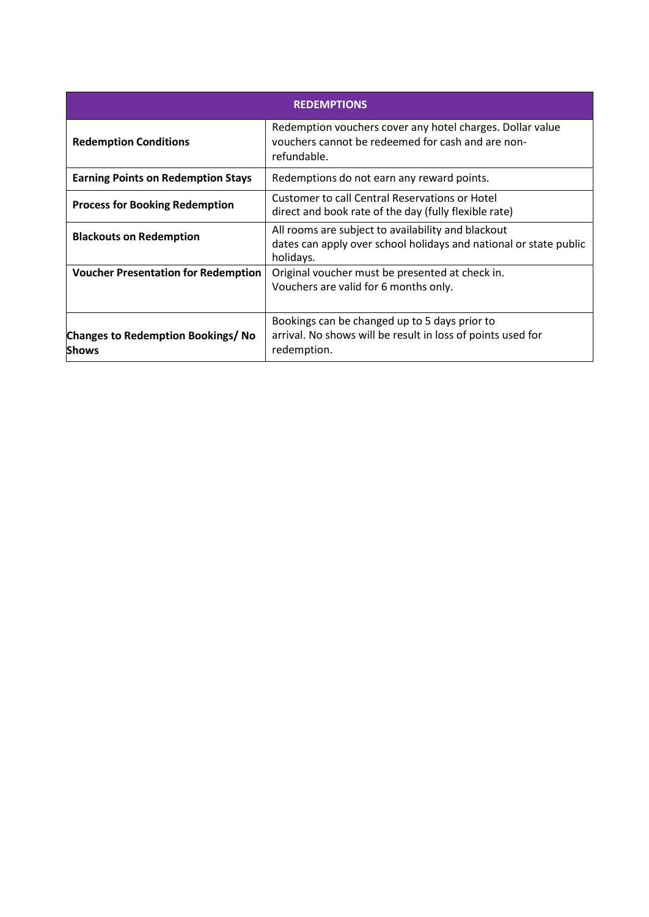| REDEMPTIONS | |
|---|---|
| **Redemption Conditions** | Redemption vouchers cover any hotel charges. Dollar value vouchers cannot be redeemed for cash and are non-refundable. |
| **Earning Points on Redemption Stays** | Redemptions do not earn any reward points. |
| **Process for Booking Redemption** | Customer to call Central Reservations or Hotel direct and book rate of the day (fully flexible rate) |
| **Blackouts on Redemption** | All rooms are subject to availability and blackout dates can apply over school holidays and national or state public holidays. |
| **Voucher Presentation for Redemption** | Original voucher must be presented at check in. Vouchers are valid for 6 months only. |
| **Changes to Redemption Bookings/ No Shows** | Bookings can be changed up to 5 days prior to arrival. No shows will be result in loss of points used for redemption. |